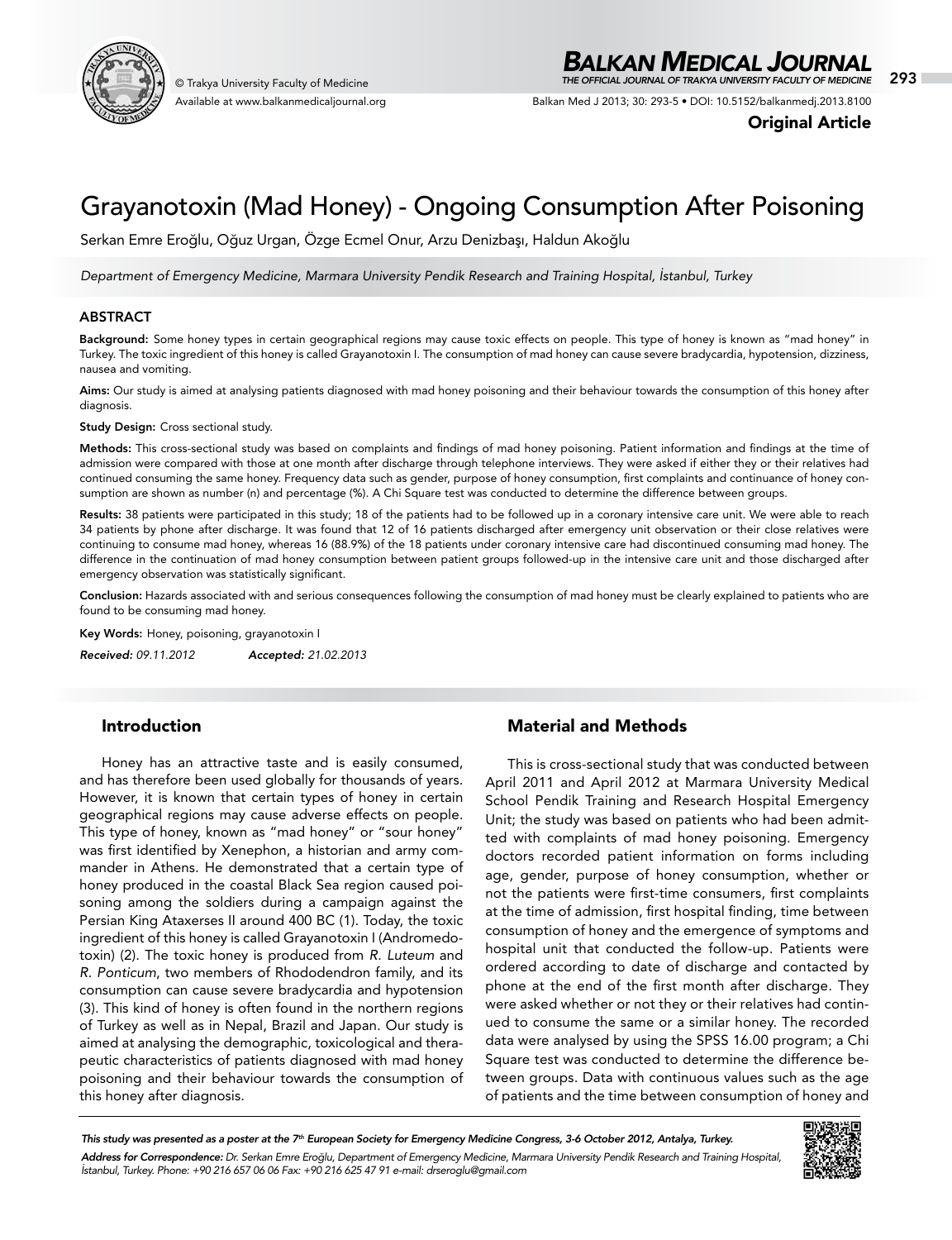# Grayanotoxin (Mad Honey) - Ongoing Consumption After Poisoning

Serkan Emre Eroğlu, Oğuz Urgan, Özge Ecmel Onur, Arzu Denizbaşı, Haldun Akoğlu

*Department of Emergency Medicine, Marmara University Pendik Research and Training Hospital, İstanbul, Turkey*

## ABSTRACT

**Background:** Some honey types in certain geographical regions may cause toxic effects on people. This type of honey is known as "mad honey" in Turkey. The toxic ingredient of this honey is called Grayanotoxin I. The consumption of mad honey can cause severe bradycardia, hypotension, dizziness, nausea and vomiting.

**Aims:** Our study is aimed at analysing patients diagnosed with mad honey poisoning and their behaviour towards the consumption of this honey after diagnosis.

**Study Design:** Cross sectional study.

**Methods:** This cross-sectional study was based on complaints and findings of mad honey poisoning. Patient information and findings at the time of admission were compared with those at one month after discharge through telephone interviews. They were asked if either they or their relatives had continued consuming the same honey. Frequency data such as gender, purpose of honey consumption, first complaints and continuance of honey consumption are shown as number (n) and percentage (%). A Chi Square test was conducted to determine the difference between groups.

**Results:** 38 patients were participated in this study; 18 of the patients had to be followed up in a coronary intensive care unit. We were able to reach 34 patients by phone after discharge. It was found that 12 of 16 patients discharged after emergency unit observation or their close relatives were continuing to consume mad honey, whereas 16 (88.9%) of the 18 patients under coronary intensive care had discontinued consuming mad honey. The difference in the continuation of mad honey consumption between patient groups followed-up in the intensive care unit and those discharged after emergency observation was statistically significant.

**Conclusion:** Hazards associated with and serious consequences following the consumption of mad honey must be clearly explained to patients who are found to be consuming mad honey.

**Key Words:** Honey, poisoning, grayanotoxin I

*Received: 09.11.2012* *Accepted: 21.02.2013*

## Introduction

Honey has an attractive taste and is easily consumed, and has therefore been used globally for thousands of years. However, it is known that certain types of honey in certain geographical regions may cause adverse effects on people. This type of honey, known as "mad honey" or "sour honey" was first identified by Xenephon, a historian and army commander in Athens. He demonstrated that a certain type of honey produced in the coastal Black Sea region caused poisoning among the soldiers during a campaign against the Persian King Ataxerses II around 400 BC (1). Today, the toxic ingredient of this honey is called Grayanotoxin I (Andromedotoxin) (2). The toxic honey is produced from *R. Luteum* and *R. Ponticum*, two members of Rhododendron family, and its consumption can cause severe bradycardia and hypotension (3). This kind of honey is often found in the northern regions of Turkey as well as in Nepal, Brazil and Japan. Our study is aimed at analysing the demographic, toxicological and therapeutic characteristics of patients diagnosed with mad honey poisoning and their behaviour towards the consumption of this honey after diagnosis.

## Material and Methods

This is cross-sectional study that was conducted between April 2011 and April 2012 at Marmara University Medical School Pendik Training and Research Hospital Emergency Unit; the study was based on patients who had been admitted with complaints of mad honey poisoning. Emergency doctors recorded patient information on forms including age, gender, purpose of honey consumption, whether or not the patients were first-time consumers, first complaints at the time of admission, first hospital finding, time between consumption of honey and the emergence of symptoms and hospital unit that conducted the follow-up. Patients were ordered according to date of discharge and contacted by phone at the end of the first month after discharge. They were asked whether or not they or their relatives had continued to consume the same or a similar honey. The recorded data were analysed by using the SPSS 16.00 program; a Chi Square test was conducted to determine the difference between groups. Data with continuous values such as the age of patients and the time between consumption of honey and

*This study was presented as a poster at the 7th European Society for Emergency Medicine Congress, 3-6 October 2012, Antalya, Turkey.*

***Address for Correspondence:*** *Dr. Serkan Emre Eroğlu, Department of Emergency Medicine, Marmara University Pendik Research and Training Hospital, İstanbul, Turkey. Phone: +90 216 657 06 06 Fax: +90 216 625 47 91 e-mail: drseroglu@gmail.com*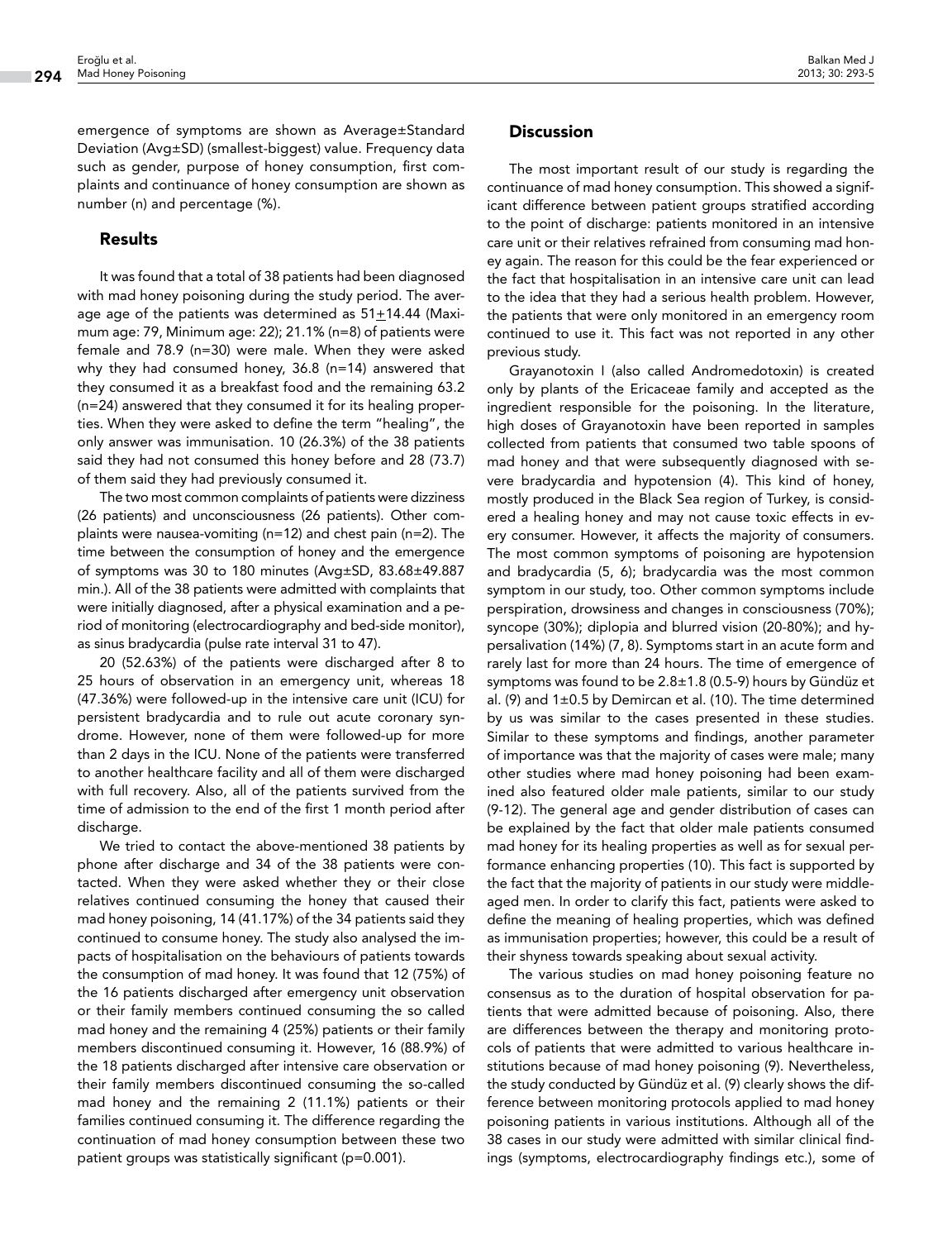emergence of symptoms are shown as Average±Standard Deviation (Avg±SD) (smallest-biggest) value. Frequency data such as gender, purpose of honey consumption, first complaints and continuance of honey consumption are shown as number (n) and percentage (%).

## Results

It was found that a total of 38 patients had been diagnosed with mad honey poisoning during the study period. The average age of the patients was determined as 51±14.44 (Maximum age: 79, Minimum age: 22); 21.1% (n=8) of patients were female and 78.9 (n=30) were male. When they were asked why they had consumed honey, 36.8 (n=14) answered that they consumed it as a breakfast food and the remaining 63.2 (n=24) answered that they consumed it for its healing properties. When they were asked to define the term "healing", the only answer was immunisation. 10 (26.3%) of the 38 patients said they had not consumed this honey before and 28 (73.7) of them said they had previously consumed it.

The two most common complaints of patients were dizziness (26 patients) and unconsciousness (26 patients). Other complaints were nausea-vomiting (n=12) and chest pain (n=2). The time between the consumption of honey and the emergence of symptoms was 30 to 180 minutes (Avg±SD, 83.68±49.887 min.). All of the 38 patients were admitted with complaints that were initially diagnosed, after a physical examination and a period of monitoring (electrocardiography and bed-side monitor), as sinus bradycardia (pulse rate interval 31 to 47).

20 (52.63%) of the patients were discharged after 8 to 25 hours of observation in an emergency unit, whereas 18 (47.36%) were followed-up in the intensive care unit (ICU) for persistent bradycardia and to rule out acute coronary syndrome. However, none of them were followed-up for more than 2 days in the ICU. None of the patients were transferred to another healthcare facility and all of them were discharged with full recovery. Also, all of the patients survived from the time of admission to the end of the first 1 month period after discharge.

We tried to contact the above-mentioned 38 patients by phone after discharge and 34 of the 38 patients were contacted. When they were asked whether they or their close relatives continued consuming the honey that caused their mad honey poisoning, 14 (41.17%) of the 34 patients said they continued to consume honey. The study also analysed the impacts of hospitalisation on the behaviours of patients towards the consumption of mad honey. It was found that 12 (75%) of the 16 patients discharged after emergency unit observation or their family members continued consuming the so called mad honey and the remaining 4 (25%) patients or their family members discontinued consuming it. However, 16 (88.9%) of the 18 patients discharged after intensive care observation or their family members discontinued consuming the so-called mad honey and the remaining 2 (11.1%) patients or their families continued consuming it. The difference regarding the continuation of mad honey consumption between these two patient groups was statistically significant ($p=0.001$).

## Discussion

The most important result of our study is regarding the continuance of mad honey consumption. This showed a significant difference between patient groups stratified according to the point of discharge: patients monitored in an intensive care unit or their relatives refrained from consuming mad honey again. The reason for this could be the fear experienced or the fact that hospitalisation in an intensive care unit can lead to the idea that they had a serious health problem. However, the patients that were only monitored in an emergency room continued to use it. This fact was not reported in any other previous study.

Grayanotoxin I (also called Andromedotoxin) is created only by plants of the Ericaceae family and accepted as the ingredient responsible for the poisoning. In the literature, high doses of Grayanotoxin have been reported in samples collected from patients that consumed two table spoons of mad honey and that were subsequently diagnosed with severe bradycardia and hypotension (4). This kind of honey, mostly produced in the Black Sea region of Turkey, is considered a healing honey and may not cause toxic effects in every consumer. However, it affects the majority of consumers. The most common symptoms of poisoning are hypotension and bradycardia (5, 6); bradycardia was the most common symptom in our study, too. Other common symptoms include perspiration, drowsiness and changes in consciousness (70%); syncope (30%); diplopia and blurred vision (20-80%); and hypersalivation (14%) (7, 8). Symptoms start in an acute form and rarely last for more than 24 hours. The time of emergence of symptoms was found to be 2.8±1.8 (0.5-9) hours by Gündüz et al. (9) and 1±0.5 by Demircan et al. (10). The time determined by us was similar to the cases presented in these studies. Similar to these symptoms and findings, another parameter of importance was that the majority of cases were male; many other studies where mad honey poisoning had been examined also featured older male patients, similar to our study (9-12). The general age and gender distribution of cases can be explained by the fact that older male patients consumed mad honey for its healing properties as well as for sexual performance enhancing properties (10). This fact is supported by the fact that the majority of patients in our study were middle-aged men. In order to clarify this fact, patients were asked to define the meaning of healing properties, which was defined as immunisation properties; however, this could be a result of their shyness towards speaking about sexual activity.

The various studies on mad honey poisoning feature no consensus as to the duration of hospital observation for patients that were admitted because of poisoning. Also, there are differences between the therapy and monitoring protocols of patients that were admitted to various healthcare institutions because of mad honey poisoning (9). Nevertheless, the study conducted by Gündüz et al. (9) clearly shows the difference between monitoring protocols applied to mad honey poisoning patients in various institutions. Although all of the 38 cases in our study were admitted with similar clinical findings (symptoms, electrocardiography findings etc.), some of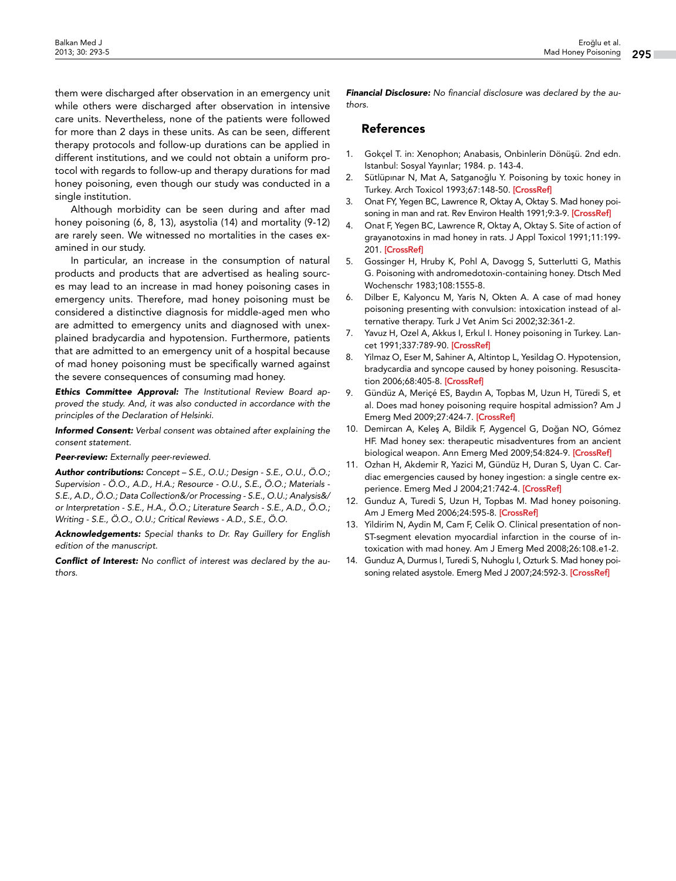them were discharged after observation in an emergency unit while others were discharged after observation in intensive care units. Nevertheless, none of the patients were followed for more than 2 days in these units. As can be seen, different therapy protocols and follow-up durations can be applied in different institutions, and we could not obtain a uniform protocol with regards to follow-up and therapy durations for mad honey poisoning, even though our study was conducted in a single institution.

Although morbidity can be seen during and after mad honey poisoning (6, 8, 13), asystolia (14) and mortality (9-12) are rarely seen. We witnessed no mortalities in the cases examined in our study.

In particular, an increase in the consumption of natural products and products that are advertised as healing sources may lead to an increase in mad honey poisoning cases in emergency units. Therefore, mad honey poisoning must be considered a distinctive diagnosis for middle-aged men who are admitted to emergency units and diagnosed with unexplained bradycardia and hypotension. Furthermore, patients that are admitted to an emergency unit of a hospital because of mad honey poisoning must be specifically warned against the severe consequences of consuming mad honey.

***Ethics Committee Approval:*** *The Institutional Review Board approved the study. And, it was also conducted in accordance with the principles of the Declaration of Helsinki.*

***Informed Consent:*** *Verbal consent was obtained after explaining the consent statement.*

***Peer-review:*** *Externally peer-reviewed.*

***Author contributions:*** *Concept – S.E., O.U.; Design - S.E., O.U., Ö.O.; Supervision - Ö.O., A.D., H.A.; Resource - O.U., S.E., Ö.O.; Materials - S.E., A.D., Ö.O.; Data Collection&/or Processing - S.E., O.U.; Analysis&/or Interpretation - S.E., H.A., Ö.O.; Literature Search - S.E., A.D., Ö.O.; Writing - S.E., Ö.O., O.U.; Critical Reviews - A.D., S.E., Ö.O.*

***Acknowledgements:*** *Special thanks to Dr. Ray Guillery for English edition of the manuscript.*

***Conflict of Interest:*** *No conflict of interest was declared by the authors.*

***Financial Disclosure:*** *No financial disclosure was declared by the authors.*

## References

1. Gokçel T. in: Xenophon; Anabasis, Onbinlerin Dönüşü. 2nd edn. Istanbul: Sosyal Yayınlar; 1984. p. 143-4.
2. Sütlüpınar N, Mat A, Satganoğlu Y. Poisoning by toxic honey in Turkey. Arch Toxicol 1993;67:148-50. [CrossRef]
3. Onat FY, Yegen BC, Lawrence R, Oktay A, Oktay S. Mad honey poisoning in man and rat. Rev Environ Health 1991;9:3-9. [CrossRef]
4. Onat F, Yegen BC, Lawrence R, Oktay A, Oktay S. Site of action of grayanotoxins in mad honey in rats. J Appl Toxicol 1991;11:199-201. [CrossRef]
5. Gossinger H, Hruby K, Pohl A, Davogg S, Sutterlutti G, Mathis G. Poisoning with andromedotoxin-containing honey. Dtsch Med Wochenschr 1983;108:1555-8.
6. Dilber E, Kalyoncu M, Yaris N, Okten A. A case of mad honey poisoning presenting with convulsion: intoxication instead of alternative therapy. Turk J Vet Anim Sci 2002;32:361-2.
7. Yavuz H, Ozel A, Akkus I, Erkul I. Honey poisoning in Turkey. Lancet 1991;337:789-90. [CrossRef]
8. Yilmaz O, Eser M, Sahiner A, Altintop L, Yesildag O. Hypotension, bradycardia and syncope caused by honey poisoning. Resuscitation 2006;68:405-8. [CrossRef]
9. Gündüz A, Meriçé ES, Baydın A, Topbas M, Uzun H, Türedi S, et al. Does mad honey poisoning require hospital admission? Am J Emerg Med 2009;27:424-7. [CrossRef]
10. Demircan A, Keleş A, Bildik F, Aygencel G, Doğan NO, Gómez HF. Mad honey sex: therapeutic misadventures from an ancient biological weapon. Ann Emerg Med 2009;54:824-9. [CrossRef]
11. Ozhan H, Akdemir R, Yazici M, Gündüz H, Duran S, Uyan C. Cardiac emergencies caused by honey ingestion: a single centre experience. Emerg Med J 2004;21:742-4. [CrossRef]
12. Gunduz A, Turedi S, Uzun H, Topbas M. Mad honey poisoning. Am J Emerg Med 2006;24:595-8. [CrossRef]
13. Yildirim N, Aydin M, Cam F, Celik O. Clinical presentation of non-ST-segment elevation myocardial infarction in the course of intoxication with mad honey. Am J Emerg Med 2008;26:108.e1-2.
14. Gunduz A, Durmus I, Turedi S, Nuhoglu I, Ozturk S. Mad honey poisoning related asystole. Emerg Med J 2007;24:592-3. [CrossRef]